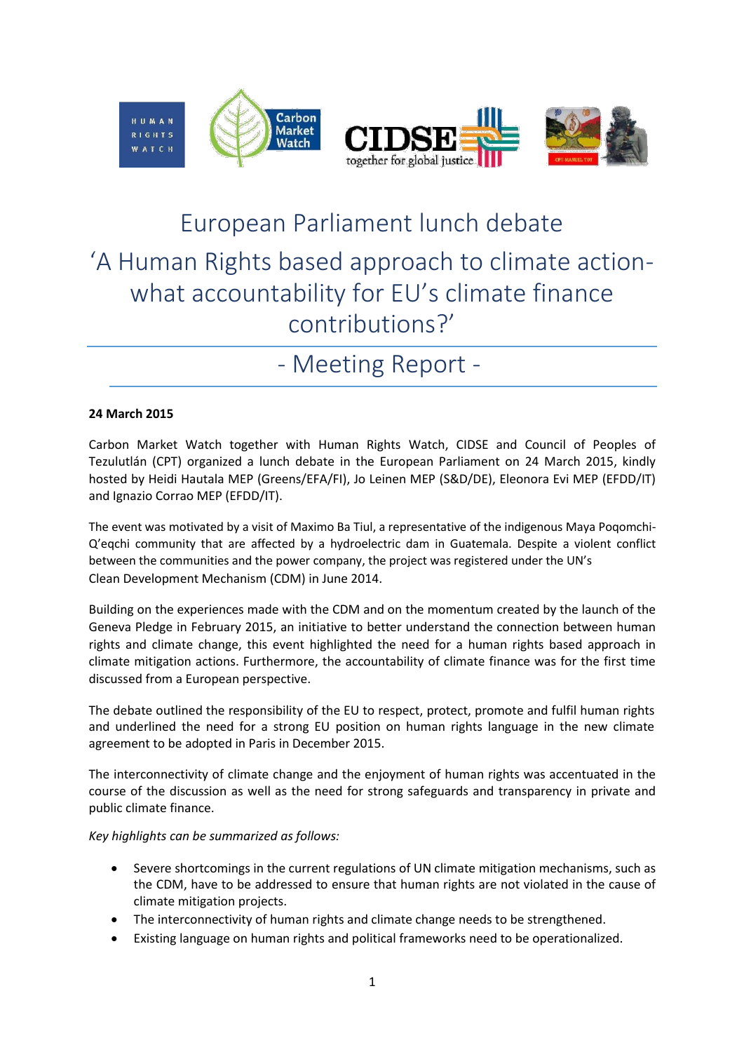# European Parliament lunch debate

## 'A Human Rights based approach to climate action- what accountability for EU's climate finance contributions?'

## - Meeting Report -

**24 March 2015**

Carbon Market Watch together with Human Rights Watch, CIDSE and Council of Peoples of Tezulutlán (CPT) organized a lunch debate in the European Parliament on 24 March 2015, kindly hosted by Heidi Hautala MEP (Greens/EFA/FI), Jo Leinen MEP (S&D/DE), Eleonora Evi MEP (EFDD/IT) and Ignazio Corrao MEP (EFDD/IT).

The event was motivated by a visit of Maximo Ba Tiul, a representative of the indigenous Maya Poqomchi-Q'eqchi community that are affected by a hydroelectric dam in Guatemala. Despite a violent conflict between the communities and the power company, the project was registered under the UN's Clean Development Mechanism (CDM) in June 2014.

Building on the experiences made with the CDM and on the momentum created by the launch of the Geneva Pledge in February 2015, an initiative to better understand the connection between human rights and climate change, this event highlighted the need for a human rights based approach in climate mitigation actions. Furthermore, the accountability of climate finance was for the first time discussed from a European perspective.

The debate outlined the responsibility of the EU to respect, protect, promote and fulfil human rights and underlined the need for a strong EU position on human rights language in the new climate agreement to be adopted in Paris in December 2015.

The interconnectivity of climate change and the enjoyment of human rights was accentuated in the course of the discussion as well as the need for strong safeguards and transparency in private and public climate finance.

*Key highlights can be summarized as follows:*

- Severe shortcomings in the current regulations of UN climate mitigation mechanisms, such as the CDM, have to be addressed to ensure that human rights are not violated in the cause of climate mitigation projects.
- The interconnectivity of human rights and climate change needs to be strengthened.
- Existing language on human rights and political frameworks need to be operationalized.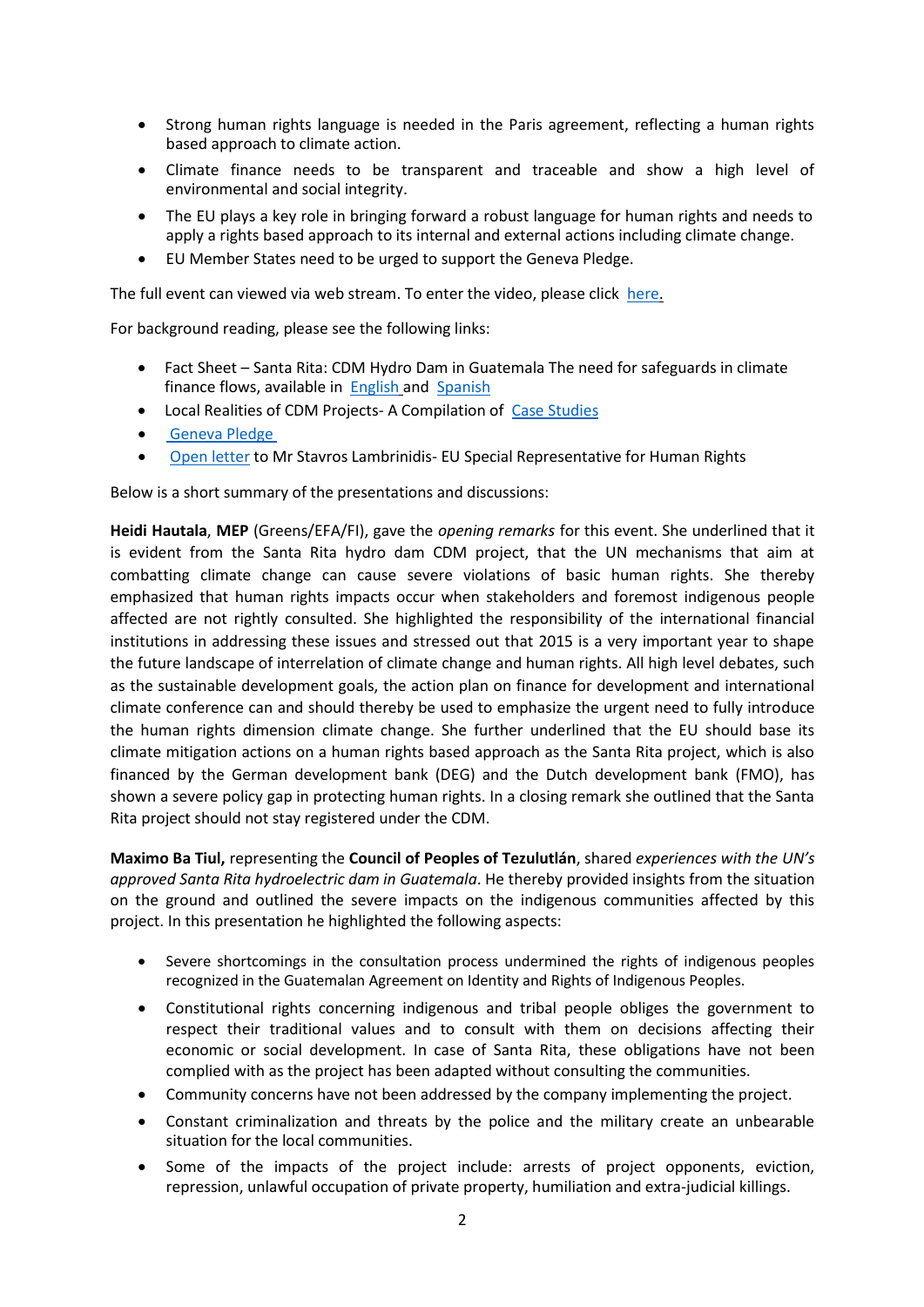- Strong human rights language is needed in the Paris agreement, reflecting a human rights based approach to climate action.
- Climate finance needs to be transparent and traceable and show a high level of environmental and social integrity.
- The EU plays a key role in bringing forward a robust language for human rights and needs to apply a rights based approach to its internal and external actions including climate change.
- EU Member States need to be urged to support the Geneva Pledge.

The full event can viewed via web stream. To enter the video, please click here.

For background reading, please see the following links:

- Fact Sheet – Santa Rita: CDM Hydro Dam in Guatemala The need for safeguards in climate finance flows, available in English and Spanish
- Local Realities of CDM Projects- A Compilation of Case Studies
- Geneva Pledge
- Open letter to Mr Stavros Lambrinidis- EU Special Representative for Human Rights

Below is a short summary of the presentations and discussions:

**Heidi Hautala**, **MEP** (Greens/EFA/FI), gave the *opening remarks* for this event. She underlined that it is evident from the Santa Rita hydro dam CDM project, that the UN mechanisms that aim at combatting climate change can cause severe violations of basic human rights. She thereby emphasized that human rights impacts occur when stakeholders and foremost indigenous people affected are not rightly consulted. She highlighted the responsibility of the international financial institutions in addressing these issues and stressed out that 2015 is a very important year to shape the future landscape of interrelation of climate change and human rights. All high level debates, such as the sustainable development goals, the action plan on finance for development and international climate conference can and should thereby be used to emphasize the urgent need to fully introduce the human rights dimension climate change. She further underlined that the EU should base its climate mitigation actions on a human rights based approach as the Santa Rita project, which is also financed by the German development bank (DEG) and the Dutch development bank (FMO), has shown a severe policy gap in protecting human rights. In a closing remark she outlined that the Santa Rita project should not stay registered under the CDM.

**Maximo Ba Tiul,** representing the **Council of Peoples of Tezulutlán**, shared *experiences with the UN's approved Santa Rita hydroelectric dam in Guatemala*. He thereby provided insights from the situation on the ground and outlined the severe impacts on the indigenous communities affected by this project. In this presentation he highlighted the following aspects:

- Severe shortcomings in the consultation process undermined the rights of indigenous peoples recognized in the Guatemalan Agreement on Identity and Rights of Indigenous Peoples.
- Constitutional rights concerning indigenous and tribal people obliges the government to respect their traditional values and to consult with them on decisions affecting their economic or social development. In case of Santa Rita, these obligations have not been complied with as the project has been adapted without consulting the communities.
- Community concerns have not been addressed by the company implementing the project.
- Constant criminalization and threats by the police and the military create an unbearable situation for the local communities.
- Some of the impacts of the project include: arrests of project opponents, eviction, repression, unlawful occupation of private property, humiliation and extra-judicial killings.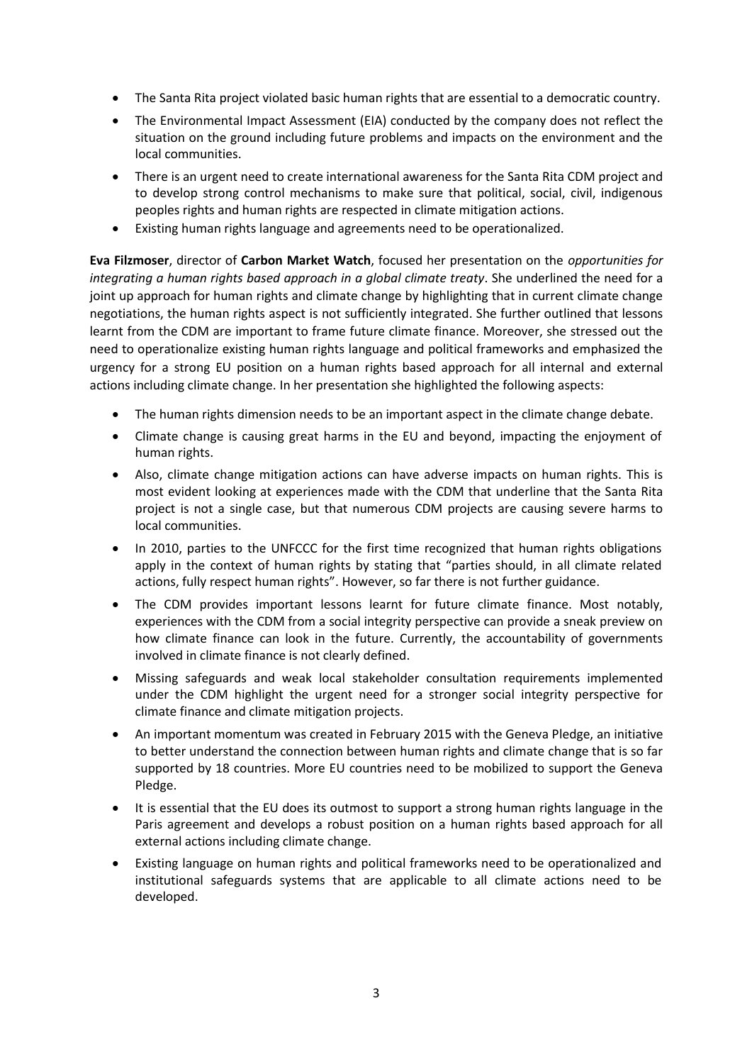- The Santa Rita project violated basic human rights that are essential to a democratic country.
- The Environmental Impact Assessment (EIA) conducted by the company does not reflect the situation on the ground including future problems and impacts on the environment and the local communities.
- There is an urgent need to create international awareness for the Santa Rita CDM project and to develop strong control mechanisms to make sure that political, social, civil, indigenous peoples rights and human rights are respected in climate mitigation actions.
- Existing human rights language and agreements need to be operationalized.

**Eva Filzmoser**, director of **Carbon Market Watch**, focused her presentation on the *opportunities for integrating a human rights based approach in a global climate treaty*. She underlined the need for a joint up approach for human rights and climate change by highlighting that in current climate change negotiations, the human rights aspect is not sufficiently integrated. She further outlined that lessons learnt from the CDM are important to frame future climate finance. Moreover, she stressed out the need to operationalize existing human rights language and political frameworks and emphasized the urgency for a strong EU position on a human rights based approach for all internal and external actions including climate change. In her presentation she highlighted the following aspects:

- The human rights dimension needs to be an important aspect in the climate change debate.
- Climate change is causing great harms in the EU and beyond, impacting the enjoyment of human rights.
- Also, climate change mitigation actions can have adverse impacts on human rights. This is most evident looking at experiences made with the CDM that underline that the Santa Rita project is not a single case, but that numerous CDM projects are causing severe harms to local communities.
- In 2010, parties to the UNFCCC for the first time recognized that human rights obligations apply in the context of human rights by stating that "parties should, in all climate related actions, fully respect human rights". However, so far there is not further guidance.
- The CDM provides important lessons learnt for future climate finance. Most notably, experiences with the CDM from a social integrity perspective can provide a sneak preview on how climate finance can look in the future. Currently, the accountability of governments involved in climate finance is not clearly defined.
- Missing safeguards and weak local stakeholder consultation requirements implemented under the CDM highlight the urgent need for a stronger social integrity perspective for climate finance and climate mitigation projects.
- An important momentum was created in February 2015 with the Geneva Pledge, an initiative to better understand the connection between human rights and climate change that is so far supported by 18 countries. More EU countries need to be mobilized to support the Geneva Pledge.
- It is essential that the EU does its outmost to support a strong human rights language in the Paris agreement and develops a robust position on a human rights based approach for all external actions including climate change.
- Existing language on human rights and political frameworks need to be operationalized and institutional safeguards systems that are applicable to all climate actions need to be developed.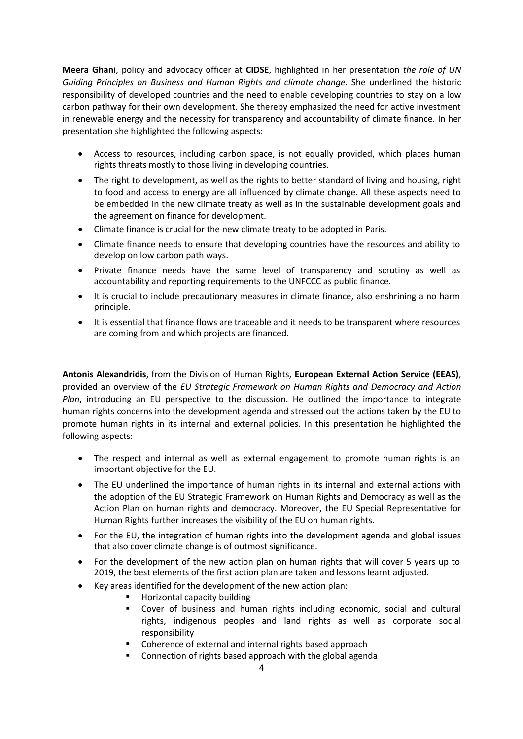**Meera Ghani**, policy and advocacy officer at **CIDSE**, highlighted in her presentation *the role of UN Guiding Principles on Business and Human Rights and climate change*. She underlined the historic responsibility of developed countries and the need to enable developing countries to stay on a low carbon pathway for their own development. She thereby emphasized the need for active investment in renewable energy and the necessity for transparency and accountability of climate finance. In her presentation she highlighted the following aspects:

- Access to resources, including carbon space, is not equally provided, which places human rights threats mostly to those living in developing countries.
- The right to development, as well as the rights to better standard of living and housing, right to food and access to energy are all influenced by climate change. All these aspects need to be embedded in the new climate treaty as well as in the sustainable development goals and the agreement on finance for development.
- Climate finance is crucial for the new climate treaty to be adopted in Paris.
- Climate finance needs to ensure that developing countries have the resources and ability to develop on low carbon path ways.
- Private finance needs have the same level of transparency and scrutiny as well as accountability and reporting requirements to the UNFCCC as public finance.
- It is crucial to include precautionary measures in climate finance, also enshrining a no harm principle.
- It is essential that finance flows are traceable and it needs to be transparent where resources are coming from and which projects are financed.

**Antonis Alexandridis**, from the Division of Human Rights, **European External Action Service (EEAS)**, provided an overview of the *EU Strategic Framework on Human Rights and Democracy and Action Plan*, introducing an EU perspective to the discussion. He outlined the importance to integrate human rights concerns into the development agenda and stressed out the actions taken by the EU to promote human rights in its internal and external policies. In this presentation he highlighted the following aspects:

- The respect and internal as well as external engagement to promote human rights is an important objective for the EU.
- The EU underlined the importance of human rights in its internal and external actions with the adoption of the EU Strategic Framework on Human Rights and Democracy as well as the Action Plan on human rights and democracy. Moreover, the EU Special Representative for Human Rights further increases the visibility of the EU on human rights.
- For the EU, the integration of human rights into the development agenda and global issues that also cover climate change is of outmost significance.
- For the development of the new action plan on human rights that will cover 5 years up to 2019, the best elements of the first action plan are taken and lessons learnt adjusted.
- Key areas identified for the development of the new action plan:
    - Horizontal capacity building
    - Cover of business and human rights including economic, social and cultural rights, indigenous peoples and land rights as well as corporate social responsibility
    - Coherence of external and internal rights based approach
    - Connection of rights based approach with the global agenda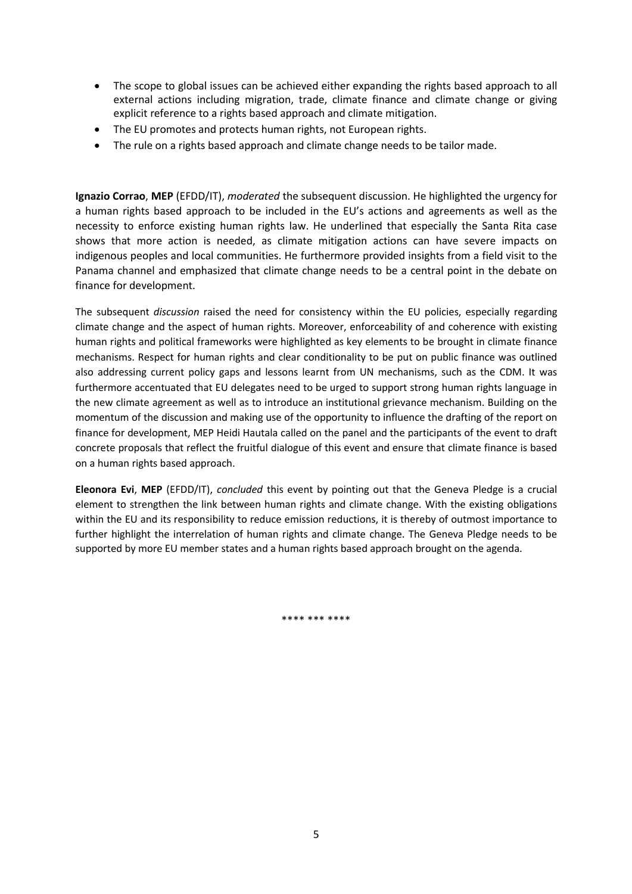- The scope to global issues can be achieved either expanding the rights based approach to all external actions including migration, trade, climate finance and climate change or giving explicit reference to a rights based approach and climate mitigation.
- The EU promotes and protects human rights, not European rights.
- The rule on a rights based approach and climate change needs to be tailor made.

**Ignazio Corrao**, **MEP** (EFDD/IT), *moderated* the subsequent discussion. He highlighted the urgency for a human rights based approach to be included in the EU's actions and agreements as well as the necessity to enforce existing human rights law. He underlined that especially the Santa Rita case shows that more action is needed, as climate mitigation actions can have severe impacts on indigenous peoples and local communities. He furthermore provided insights from a field visit to the Panama channel and emphasized that climate change needs to be a central point in the debate on finance for development.

The subsequent *discussion* raised the need for consistency within the EU policies, especially regarding climate change and the aspect of human rights. Moreover, enforceability of and coherence with existing human rights and political frameworks were highlighted as key elements to be brought in climate finance mechanisms. Respect for human rights and clear conditionality to be put on public finance was outlined also addressing current policy gaps and lessons learnt from UN mechanisms, such as the CDM. It was furthermore accentuated that EU delegates need to be urged to support strong human rights language in the new climate agreement as well as to introduce an institutional grievance mechanism. Building on the momentum of the discussion and making use of the opportunity to influence the drafting of the report on finance for development, MEP Heidi Hautala called on the panel and the participants of the event to draft concrete proposals that reflect the fruitful dialogue of this event and ensure that climate finance is based on a human rights based approach.

**Eleonora Evi**, **MEP** (EFDD/IT), *concluded* this event by pointing out that the Geneva Pledge is a crucial element to strengthen the link between human rights and climate change. With the existing obligations within the EU and its responsibility to reduce emission reductions, it is thereby of outmost importance to further highlight the interrelation of human rights and climate change. The Geneva Pledge needs to be supported by more EU member states and a human rights based approach brought on the agenda.

**** *** ****